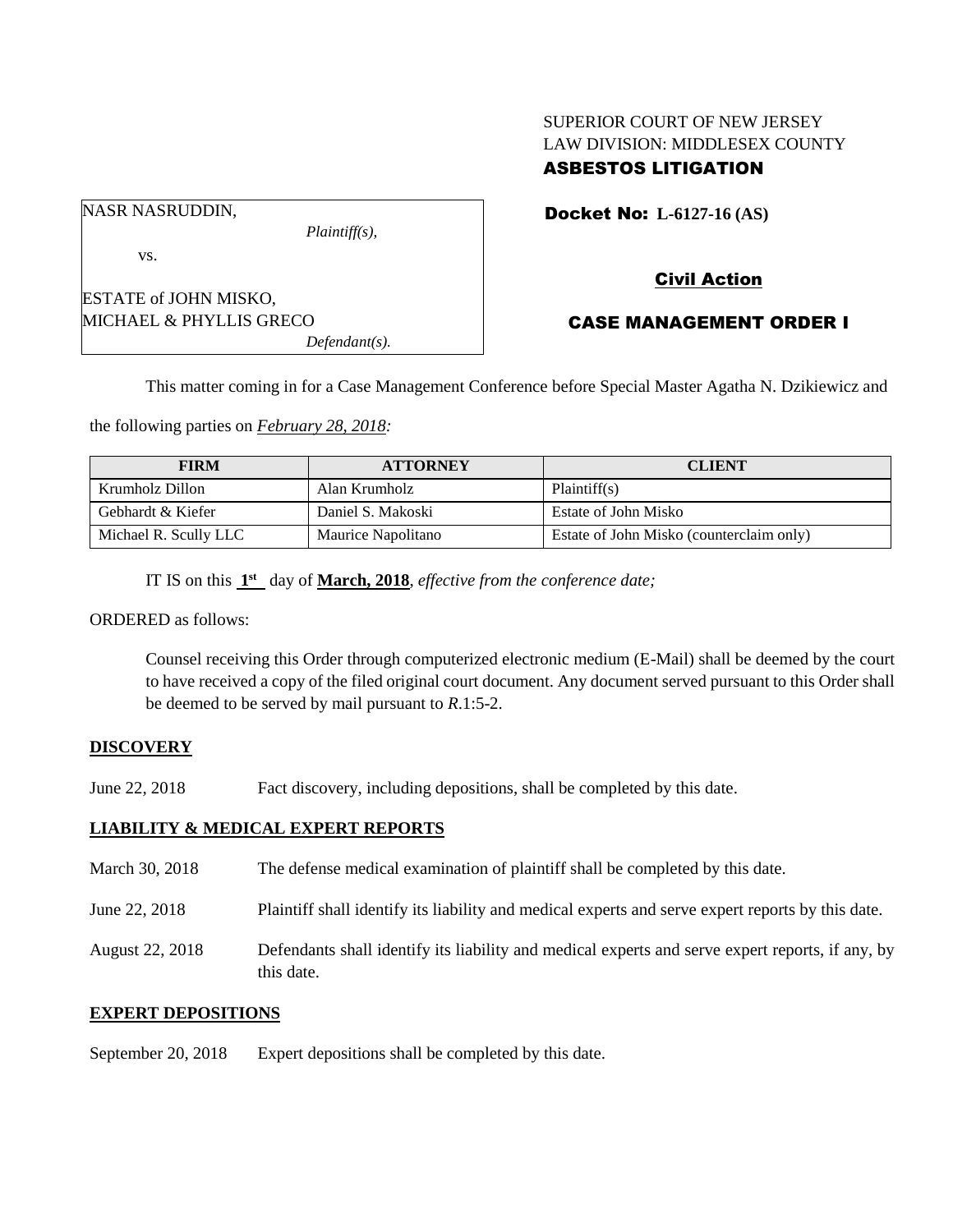SUPERIOR COURT OF NEW JERSEY
LAW DIVISION: MIDDLESEX COUNTY
**ASBESTOS LITIGATION**

NASR NASRUDDIN,
*Plaintiff(s),*

vs.

ESTATE of JOHN MISKO,
MICHAEL & PHYLLIS GRECO
*Defendant(s).*

**Docket No: L-6127-16 (AS)**

**Civil Action**

**CASE MANAGEMENT ORDER I**

This matter coming in for a Case Management Conference before Special Master Agatha N. Dzikiewicz and the following parties on *February 28, 2018:*

| FIRM | ATTORNEY | CLIENT |
|---|---|---|
| Krumholz Dillon | Alan Krumholz | Plaintiff(s) |
| Gebhardt & Kiefer | Daniel S. Makoski | Estate of John Misko |
| Michael R. Scully LLC | Maurice Napolitano | Estate of John Misko (counterclaim only) |

IT IS on this **1st** day of **March, 2018**, *effective from the conference date;*

ORDERED as follows:

Counsel receiving this Order through computerized electronic medium (E-Mail) shall be deemed by the court to have received a copy of the filed original court document. Any document served pursuant to this Order shall be deemed to be served by mail pursuant to *R*.1:5-2.

**DISCOVERY**

June 22, 2018 Fact discovery, including depositions, shall be completed by this date.

**LIABILITY & MEDICAL EXPERT REPORTS**

March 30, 2018 The defense medical examination of plaintiff shall be completed by this date.

June 22, 2018 Plaintiff shall identify its liability and medical experts and serve expert reports by this date.

August 22, 2018 Defendants shall identify its liability and medical experts and serve expert reports, if any, by this date.

**EXPERT DEPOSITIONS**

September 20, 2018 Expert depositions shall be completed by this date.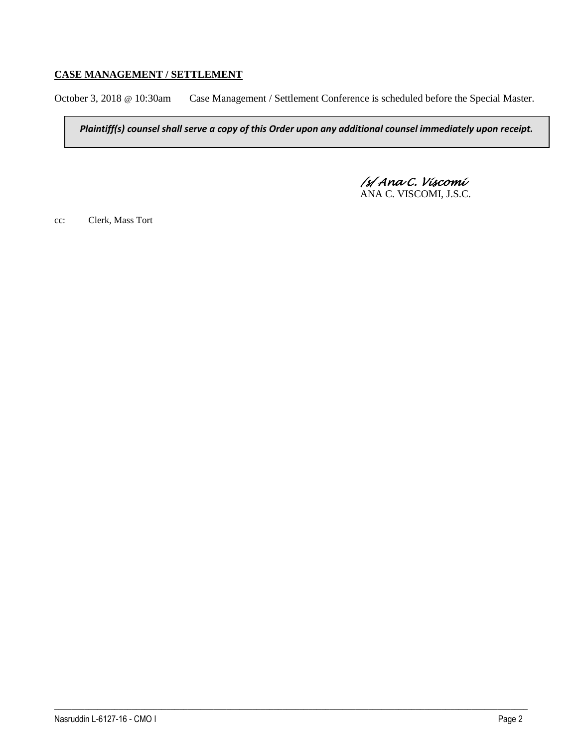**CASE MANAGEMENT / SETTLEMENT**

October 3, 2018 @ 10:30am  Case Management / Settlement Conference is scheduled before the Special Master.

***Plaintiff(s) counsel shall serve a copy of this Order upon any additional counsel immediately upon receipt.***

/s/ Ana C. Viscomi
ANA C. VISCOMI, J.S.C.

cc: Clerk, Mass Tort